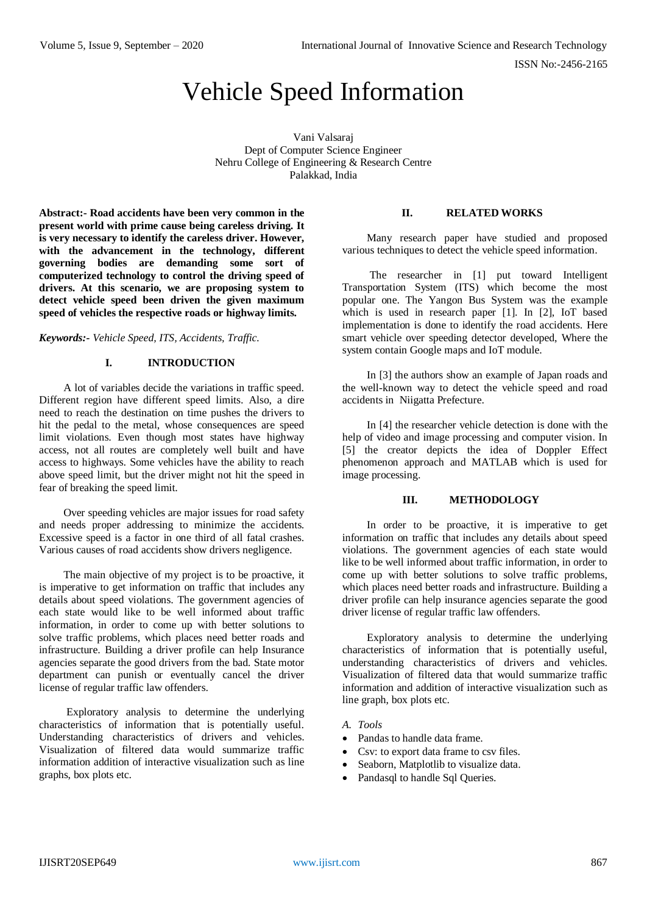# Vehicle Speed Information

Vani Valsaraj
Dept of Computer Science Engineer
Nehru College of Engineering & Research Centre
Palakkad, India

**Abstract:- Road accidents have been very common in the present world with prime cause being careless driving. It is very necessary to identify the careless driver. However, with the advancement in the technology, different governing bodies are demanding some sort of computerized technology to control the driving speed of drivers. At this scenario, we are proposing system to detect vehicle speed been driven the given maximum speed of vehicles the respective roads or highway limits.**

***Keywords:-*** *Vehicle Speed, ITS, Accidents, Traffic.*

## I. INTRODUCTION

A lot of variables decide the variations in traffic speed. Different region have different speed limits. Also, a dire need to reach the destination on time pushes the drivers to hit the pedal to the metal, whose consequences are speed limit violations. Even though most states have highway access, not all routes are completely well built and have access to highways. Some vehicles have the ability to reach above speed limit, but the driver might not hit the speed in fear of breaking the speed limit.

Over speeding vehicles are major issues for road safety and needs proper addressing to minimize the accidents. Excessive speed is a factor in one third of all fatal crashes. Various causes of road accidents show drivers negligence.

The main objective of my project is to be proactive, it is imperative to get information on traffic that includes any details about speed violations. The government agencies of each state would like to be well informed about traffic information, in order to come up with better solutions to solve traffic problems, which places need better roads and infrastructure. Building a driver profile can help Insurance agencies separate the good drivers from the bad. State motor department can punish or eventually cancel the driver license of regular traffic law offenders.

Exploratory analysis to determine the underlying characteristics of information that is potentially useful. Understanding characteristics of drivers and vehicles. Visualization of filtered data would summarize traffic information addition of interactive visualization such as line graphs, box plots etc.

## II. RELATED WORKS

Many research paper have studied and proposed various techniques to detect the vehicle speed information.

The researcher in [1] put toward Intelligent Transportation System (ITS) which become the most popular one. The Yangon Bus System was the example which is used in research paper [1]. In [2], IoT based implementation is done to identify the road accidents. Here smart vehicle over speeding detector developed, Where the system contain Google maps and IoT module.

In [3] the authors show an example of Japan roads and the well-known way to detect the vehicle speed and road accidents in Niigatta Prefecture.

In [4] the researcher vehicle detection is done with the help of video and image processing and computer vision. In [5] the creator depicts the idea of Doppler Effect phenomenon approach and MATLAB which is used for image processing.

## III. METHODOLOGY

In order to be proactive, it is imperative to get information on traffic that includes any details about speed violations. The government agencies of each state would like to be well informed about traffic information, in order to come up with better solutions to solve traffic problems, which places need better roads and infrastructure. Building a driver profile can help insurance agencies separate the good driver license of regular traffic law offenders.

Exploratory analysis to determine the underlying characteristics of information that is potentially useful, understanding characteristics of drivers and vehicles. Visualization of filtered data that would summarize traffic information and addition of interactive visualization such as line graph, box plots etc.

### *A. Tools*

- Pandas to handle data frame.
- Csv: to export data frame to csv files.
- Seaborn, Matplotlib to visualize data.
- Pandasql to handle Sql Queries.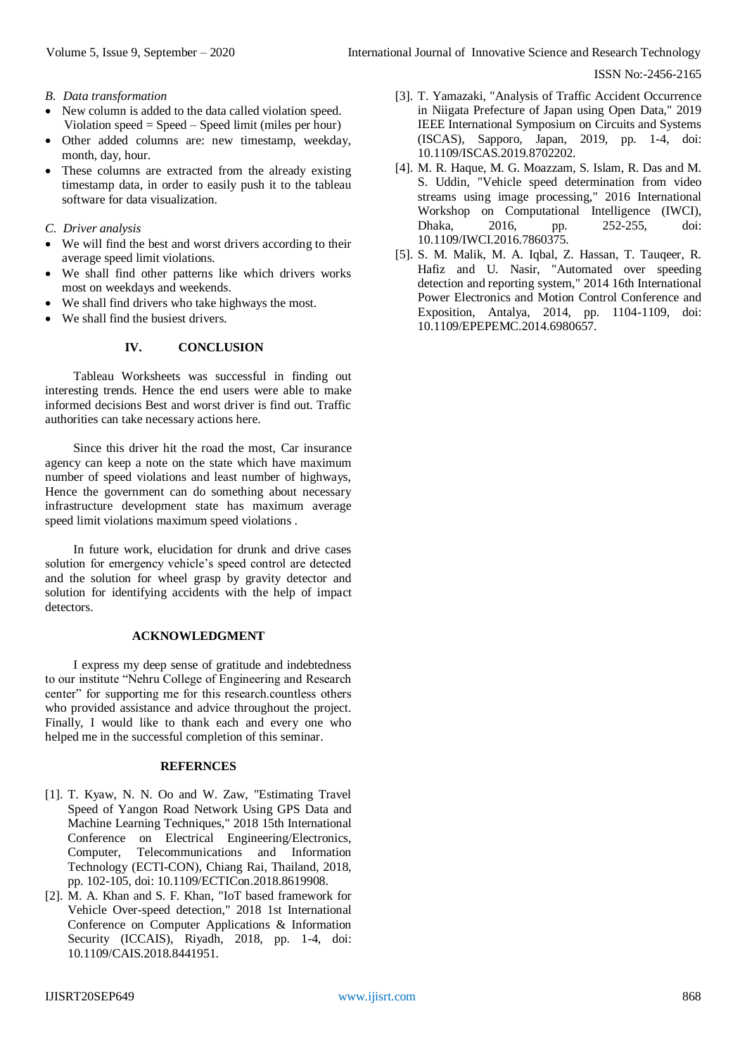### *B. Data transformation*

- New column is added to the data called violation speed. Violation speed = Speed – Speed limit (miles per hour)
- Other added columns are: new timestamp, weekday, month, day, hour.
- These columns are extracted from the already existing timestamp data, in order to easily push it to the tableau software for data visualization.

### *C. Driver analysis*

- We will find the best and worst drivers according to their average speed limit violations.
- We shall find other patterns like which drivers works most on weekdays and weekends.
- We shall find drivers who take highways the most.
- We shall find the busiest drivers.

## IV. CONCLUSION

Tableau Worksheets was successful in finding out interesting trends. Hence the end users were able to make informed decisions Best and worst driver is find out. Traffic authorities can take necessary actions here.

Since this driver hit the road the most, Car insurance agency can keep a note on the state which have maximum number of speed violations and least number of highways, Hence the government can do something about necessary infrastructure development state has maximum average speed limit violations maximum speed violations .

In future work, elucidation for drunk and drive cases solution for emergency vehicle's speed control are detected and the solution for wheel grasp by gravity detector and solution for identifying accidents with the help of impact detectors.

## ACKNOWLEDGMENT

I express my deep sense of gratitude and indebtedness to our institute "Nehru College of Engineering and Research center" for supporting me for this research.countless others who provided assistance and advice throughout the project. Finally, I would like to thank each and every one who helped me in the successful completion of this seminar.

## REFERNCES

[1]. T. Kyaw, N. N. Oo and W. Zaw, "Estimating Travel Speed of Yangon Road Network Using GPS Data and Machine Learning Techniques," 2018 15th International Conference on Electrical Engineering/Electronics, Computer, Telecommunications and Information Technology (ECTI-CON), Chiang Rai, Thailand, 2018, pp. 102-105, doi: 10.1109/ECTICon.2018.8619908.

[2]. M. A. Khan and S. F. Khan, "IoT based framework for Vehicle Over-speed detection," 2018 1st International Conference on Computer Applications & Information Security (ICCAIS), Riyadh, 2018, pp. 1-4, doi: 10.1109/CAIS.2018.8441951.

[3]. T. Yamazaki, "Analysis of Traffic Accident Occurrence in Niigata Prefecture of Japan using Open Data," 2019 IEEE International Symposium on Circuits and Systems (ISCAS), Sapporo, Japan, 2019, pp. 1-4, doi: 10.1109/ISCAS.2019.8702202.

[4]. M. R. Haque, M. G. Moazzam, S. Islam, R. Das and M. S. Uddin, "Vehicle speed determination from video streams using image processing," 2016 International Workshop on Computational Intelligence (IWCI), Dhaka, 2016, pp. 252-255, doi: 10.1109/IWCI.2016.7860375.

[5]. S. M. Malik, M. A. Iqbal, Z. Hassan, T. Tauqeer, R. Hafiz and U. Nasir, "Automated over speeding detection and reporting system," 2014 16th International Power Electronics and Motion Control Conference and Exposition, Antalya, 2014, pp. 1104-1109, doi: 10.1109/EPEPEMC.2014.6980657.